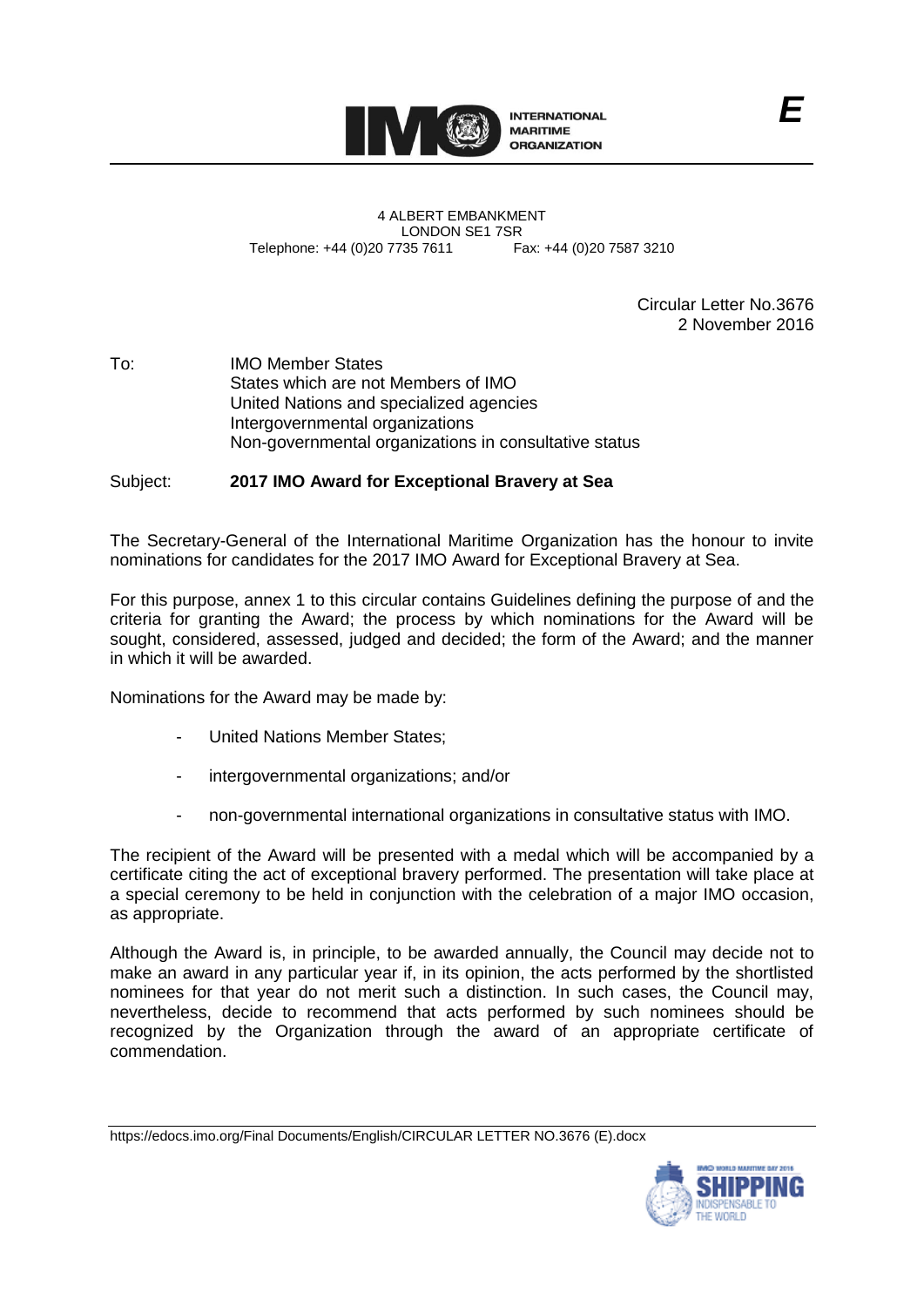INTERNATIONAL MARITIME ORGANIZATION

*E*

4 ALBERT EMBANKMENT
LONDON SE1 7SR
Telephone: +44 (0)20 7735 7611 Fax: +44 (0)20 7587 3210

Circular Letter No.3676
2 November 2016

To: IMO Member States
States which are not Members of IMO
United Nations and specialized agencies
Intergovernmental organizations
Non-governmental organizations in consultative status

Subject: **2017 IMO Award for Exceptional Bravery at Sea**

The Secretary-General of the International Maritime Organization has the honour to invite nominations for candidates for the 2017 IMO Award for Exceptional Bravery at Sea.

For this purpose, annex 1 to this circular contains Guidelines defining the purpose of and the criteria for granting the Award; the process by which nominations for the Award will be sought, considered, assessed, judged and decided; the form of the Award; and the manner in which it will be awarded.

Nominations for the Award may be made by:

- United Nations Member States;
- intergovernmental organizations; and/or
- non-governmental international organizations in consultative status with IMO.

The recipient of the Award will be presented with a medal which will be accompanied by a certificate citing the act of exceptional bravery performed. The presentation will take place at a special ceremony to be held in conjunction with the celebration of a major IMO occasion, as appropriate.

Although the Award is, in principle, to be awarded annually, the Council may decide not to make an award in any particular year if, in its opinion, the acts performed by the shortlisted nominees for that year do not merit such a distinction. In such cases, the Council may, nevertheless, decide to recommend that acts performed by such nominees should be recognized by the Organization through the award of an appropriate certificate of commendation.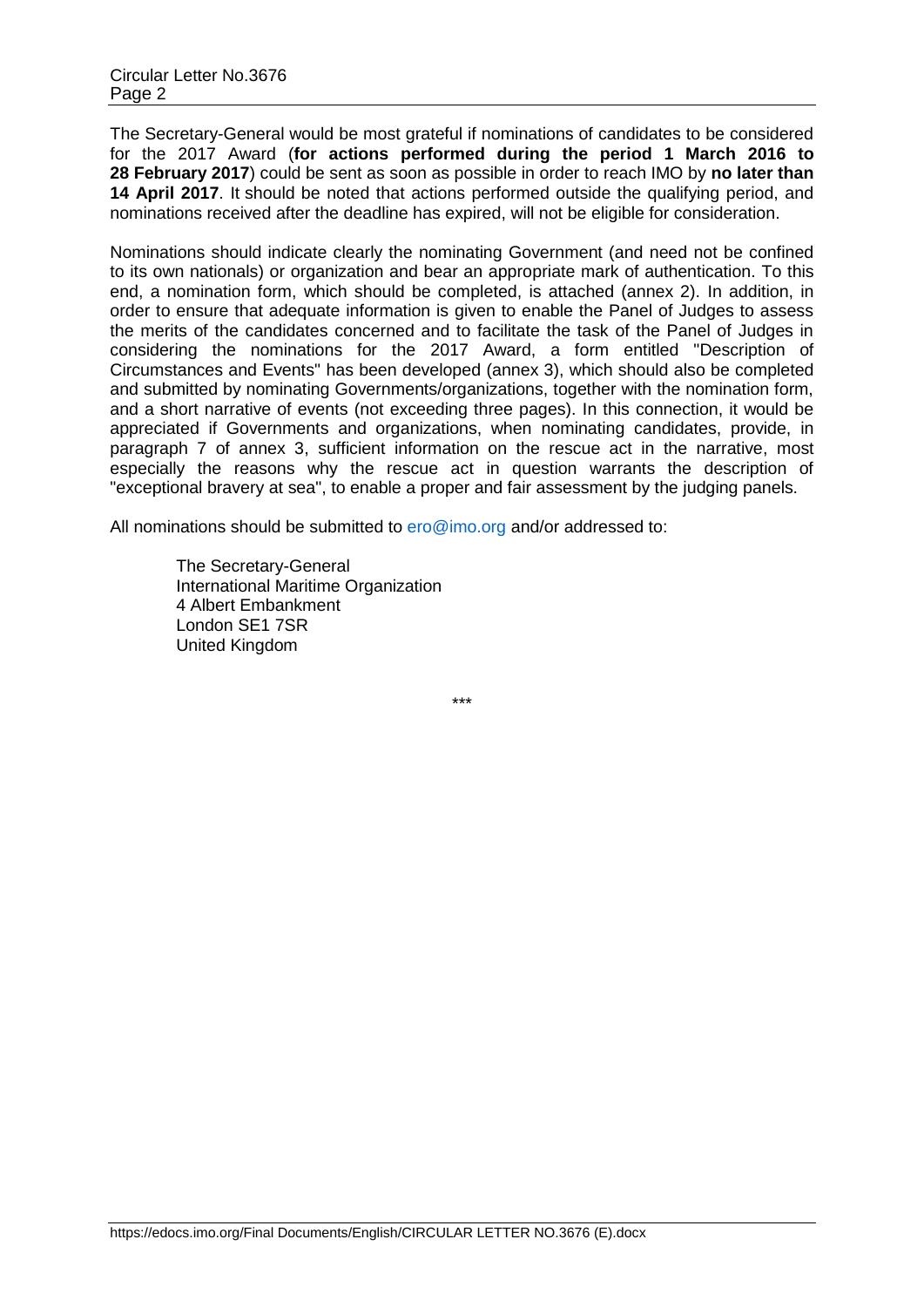The Secretary-General would be most grateful if nominations of candidates to be considered for the 2017 Award (**for actions performed during the period 1 March 2016 to 28 February 2017**) could be sent as soon as possible in order to reach IMO by **no later than 14 April 2017**. It should be noted that actions performed outside the qualifying period, and nominations received after the deadline has expired, will not be eligible for consideration.

Nominations should indicate clearly the nominating Government (and need not be confined to its own nationals) or organization and bear an appropriate mark of authentication. To this end, a nomination form, which should be completed, is attached (annex 2). In addition, in order to ensure that adequate information is given to enable the Panel of Judges to assess the merits of the candidates concerned and to facilitate the task of the Panel of Judges in considering the nominations for the 2017 Award, a form entitled "Description of Circumstances and Events" has been developed (annex 3), which should also be completed and submitted by nominating Governments/organizations, together with the nomination form, and a short narrative of events (not exceeding three pages). In this connection, it would be appreciated if Governments and organizations, when nominating candidates, provide, in paragraph 7 of annex 3, sufficient information on the rescue act in the narrative, most especially the reasons why the rescue act in question warrants the description of "exceptional bravery at sea", to enable a proper and fair assessment by the judging panels.

All nominations should be submitted to ero@imo.org and/or addressed to:

The Secretary-General
International Maritime Organization
4 Albert Embankment
London SE1 7SR
United Kingdom

***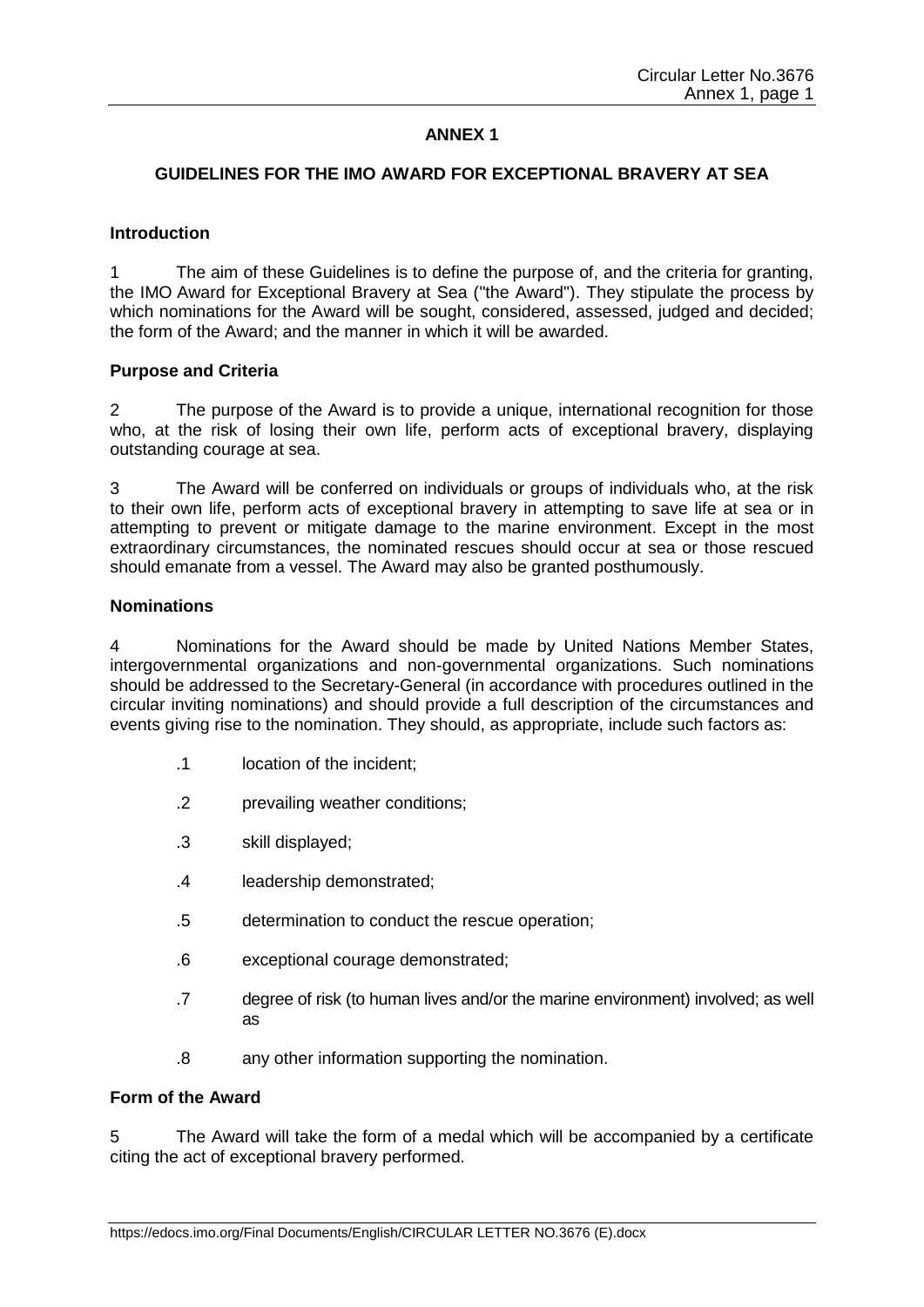## ANNEX 1

### GUIDELINES FOR THE IMO AWARD FOR EXCEPTIONAL BRAVERY AT SEA

**Introduction**

1 The aim of these Guidelines is to define the purpose of, and the criteria for granting, the IMO Award for Exceptional Bravery at Sea ("the Award"). They stipulate the process by which nominations for the Award will be sought, considered, assessed, judged and decided; the form of the Award; and the manner in which it will be awarded.

**Purpose and Criteria**

2 The purpose of the Award is to provide a unique, international recognition for those who, at the risk of losing their own life, perform acts of exceptional bravery, displaying outstanding courage at sea.

3 The Award will be conferred on individuals or groups of individuals who, at the risk to their own life, perform acts of exceptional bravery in attempting to save life at sea or in attempting to prevent or mitigate damage to the marine environment. Except in the most extraordinary circumstances, the nominated rescues should occur at sea or those rescued should emanate from a vessel. The Award may also be granted posthumously.

**Nominations**

4 Nominations for the Award should be made by United Nations Member States, intergovernmental organizations and non-governmental organizations. Such nominations should be addressed to the Secretary-General (in accordance with procedures outlined in the circular inviting nominations) and should provide a full description of the circumstances and events giving rise to the nomination. They should, as appropriate, include such factors as:

- .1 location of the incident;
- .2 prevailing weather conditions;
- .3 skill displayed;
- .4 leadership demonstrated;
- .5 determination to conduct the rescue operation;
- .6 exceptional courage demonstrated;
- .7 degree of risk (to human lives and/or the marine environment) involved; as well as
- .8 any other information supporting the nomination.

**Form of the Award**

5 The Award will take the form of a medal which will be accompanied by a certificate citing the act of exceptional bravery performed.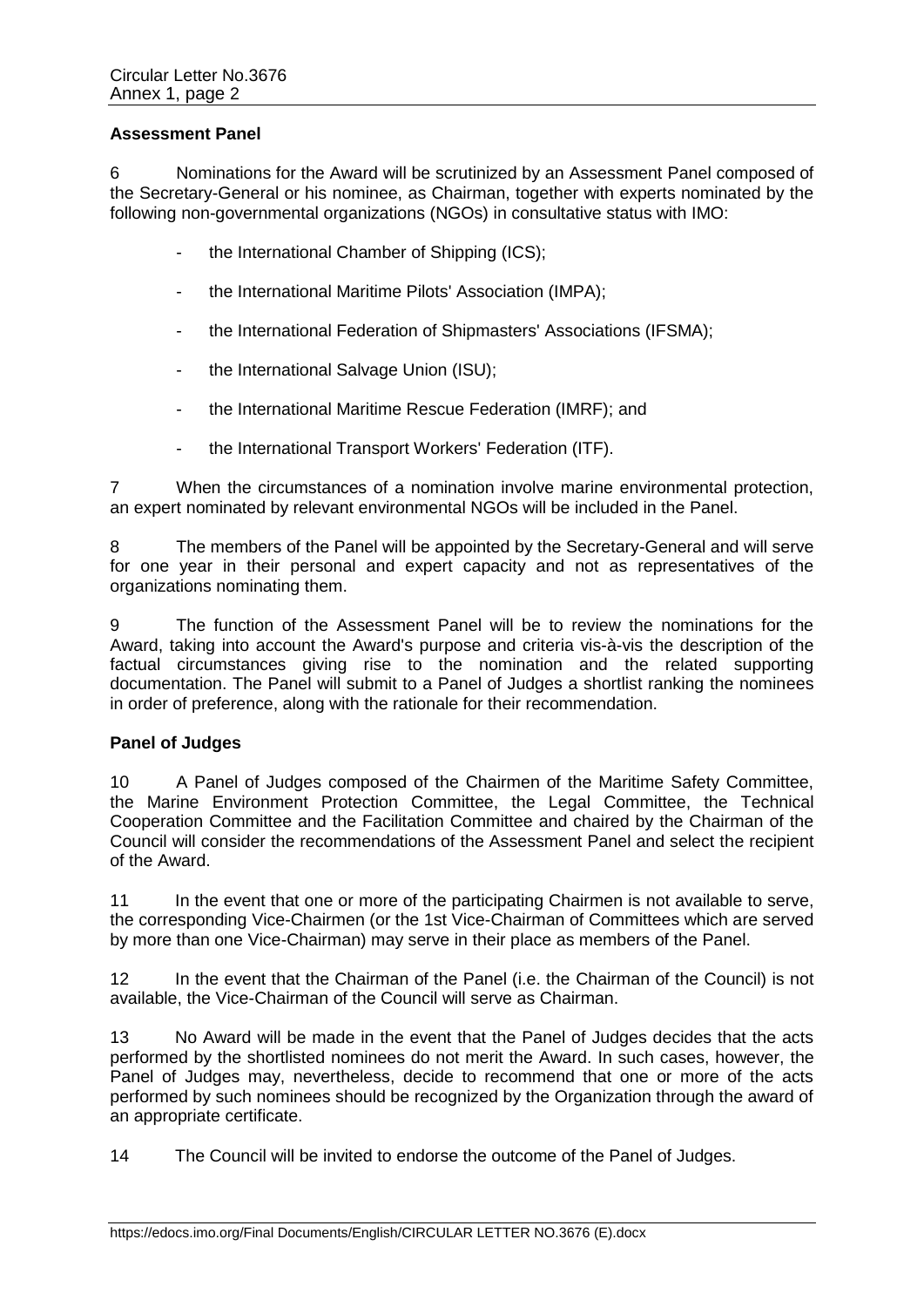**Assessment Panel**

6 Nominations for the Award will be scrutinized by an Assessment Panel composed of the Secretary-General or his nominee, as Chairman, together with experts nominated by the following non-governmental organizations (NGOs) in consultative status with IMO:

- the International Chamber of Shipping (ICS);
- the International Maritime Pilots' Association (IMPA);
- the International Federation of Shipmasters' Associations (IFSMA);
- the International Salvage Union (ISU);
- the International Maritime Rescue Federation (IMRF); and
- the International Transport Workers' Federation (ITF).

7 When the circumstances of a nomination involve marine environmental protection, an expert nominated by relevant environmental NGOs will be included in the Panel.

8 The members of the Panel will be appointed by the Secretary-General and will serve for one year in their personal and expert capacity and not as representatives of the organizations nominating them.

9 The function of the Assessment Panel will be to review the nominations for the Award, taking into account the Award's purpose and criteria vis-à-vis the description of the factual circumstances giving rise to the nomination and the related supporting documentation. The Panel will submit to a Panel of Judges a shortlist ranking the nominees in order of preference, along with the rationale for their recommendation.

**Panel of Judges**

10 A Panel of Judges composed of the Chairmen of the Maritime Safety Committee, the Marine Environment Protection Committee, the Legal Committee, the Technical Cooperation Committee and the Facilitation Committee and chaired by the Chairman of the Council will consider the recommendations of the Assessment Panel and select the recipient of the Award.

11 In the event that one or more of the participating Chairmen is not available to serve, the corresponding Vice-Chairmen (or the 1st Vice-Chairman of Committees which are served by more than one Vice-Chairman) may serve in their place as members of the Panel.

12 In the event that the Chairman of the Panel (i.e. the Chairman of the Council) is not available, the Vice-Chairman of the Council will serve as Chairman.

13 No Award will be made in the event that the Panel of Judges decides that the acts performed by the shortlisted nominees do not merit the Award. In such cases, however, the Panel of Judges may, nevertheless, decide to recommend that one or more of the acts performed by such nominees should be recognized by the Organization through the award of an appropriate certificate.

14 The Council will be invited to endorse the outcome of the Panel of Judges.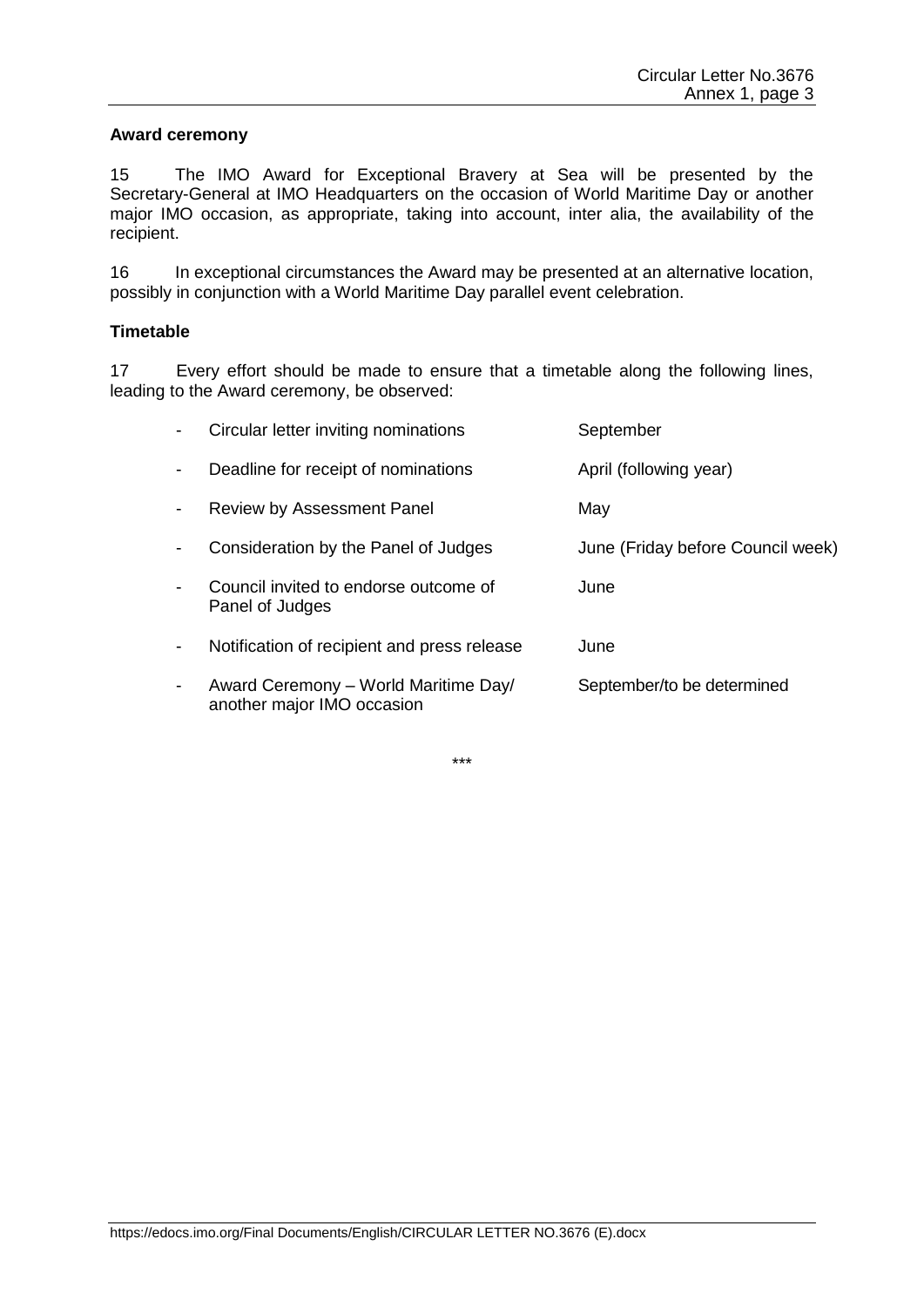**Award ceremony**

15 The IMO Award for Exceptional Bravery at Sea will be presented by the Secretary-General at IMO Headquarters on the occasion of World Maritime Day or another major IMO occasion, as appropriate, taking into account, inter alia, the availability of the recipient.

16 In exceptional circumstances the Award may be presented at an alternative location, possibly in conjunction with a World Maritime Day parallel event celebration.

**Timetable**

17 Every effort should be made to ensure that a timetable along the following lines, leading to the Award ceremony, be observed:

| | |
|---|---|
| - Circular letter inviting nominations | September |
| - Deadline for receipt of nominations | April (following year) |
| - Review by Assessment Panel | May |
| - Consideration by the Panel of Judges | June (Friday before Council week) |
| - Council invited to endorse outcome of Panel of Judges | June |
| - Notification of recipient and press release | June |
| - Award Ceremony – World Maritime Day/ another major IMO occasion | September/to be determined |

\*\*\*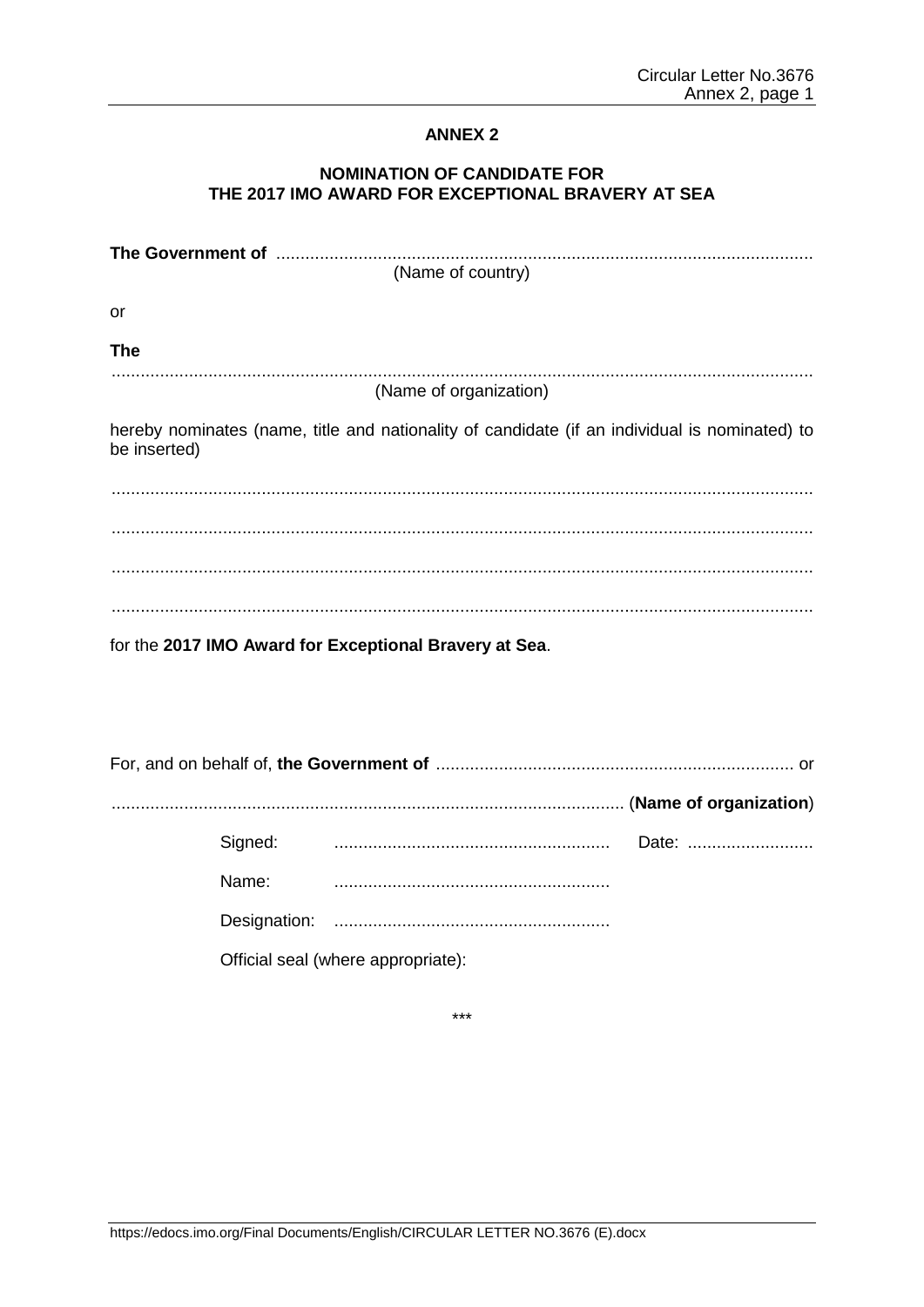## ANNEX 2

### NOMINATION OF CANDIDATE FOR THE 2017 IMO AWARD FOR EXCEPTIONAL BRAVERY AT SEA

**The Government of** ..............................................................................................................
(Name of country)

or

**The**
...............................................................................................................................................
(Name of organization)

hereby nominates (name, title and nationality of candidate (if an individual is nominated) to be inserted)

...............................................................................................................................................

...............................................................................................................................................

...............................................................................................................................................

...............................................................................................................................................

for the **2017 IMO Award for Exceptional Bravery at Sea**.

For, and on behalf of, **the Government of** .......................................................................... or

......................................................................................................... (**Name of organization**)

Signed: ......................................................... Date: ..........................

Name: .........................................................

Designation: .........................................................

Official seal (where appropriate):

***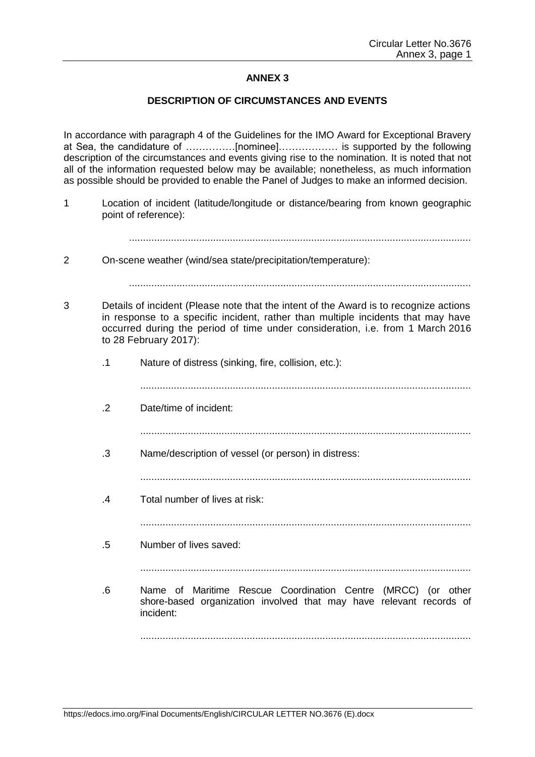# ANNEX 3

## DESCRIPTION OF CIRCUMSTANCES AND EVENTS

In accordance with paragraph 4 of the Guidelines for the IMO Award for Exceptional Bravery at Sea, the candidature of ……………[nominee]……………… is supported by the following description of the circumstances and events giving rise to the nomination. It is noted that not all of the information requested below may be available; nonetheless, as much information as possible should be provided to enable the Panel of Judges to make an informed decision.

1 Location of incident (latitude/longitude or distance/bearing from known geographic point of reference):

.........................................................................................................................

2 On-scene weather (wind/sea state/precipitation/temperature):

.........................................................................................................................

3 Details of incident (Please note that the intent of the Award is to recognize actions in response to a specific incident, rather than multiple incidents that may have occurred during the period of time under consideration, i.e. from 1 March 2016 to 28 February 2017):

.1 Nature of distress (sinking, fire, collision, etc.):

.....................................................................................................................

.2 Date/time of incident:

.....................................................................................................................

.3 Name/description of vessel (or person) in distress:

.....................................................................................................................

.4 Total number of lives at risk:

.....................................................................................................................

.5 Number of lives saved:

.....................................................................................................................

.6 Name of Maritime Rescue Coordination Centre (MRCC) (or other shore-based organization involved that may have relevant records of incident:

.....................................................................................................................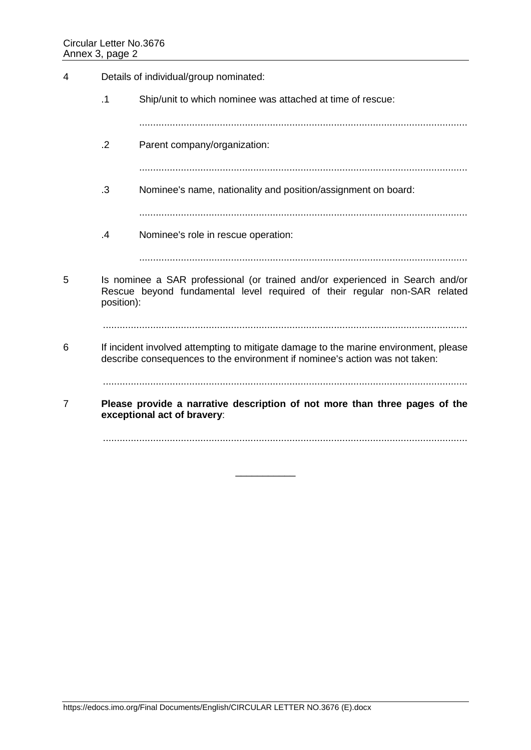4 Details of individual/group nominated:

.1 Ship/unit to which nominee was attached at time of rescue:

.....................................................................................................................

.2 Parent company/organization:

.....................................................................................................................

.3 Nominee's name, nationality and position/assignment on board:

.....................................................................................................................

.4 Nominee's role in rescue operation:

.....................................................................................................................

5 Is nominee a SAR professional (or trained and/or experienced in Search and/or Rescue beyond fundamental level required of their regular non-SAR related position):

.....................................................................................................................

6 If incident involved attempting to mitigate damage to the marine environment, please describe consequences to the environment if nominee's action was not taken:

.....................................................................................................................

7 **Please provide a narrative description of not more than three pages of the exceptional act of bravery**:

.....................................................................................................................

___________